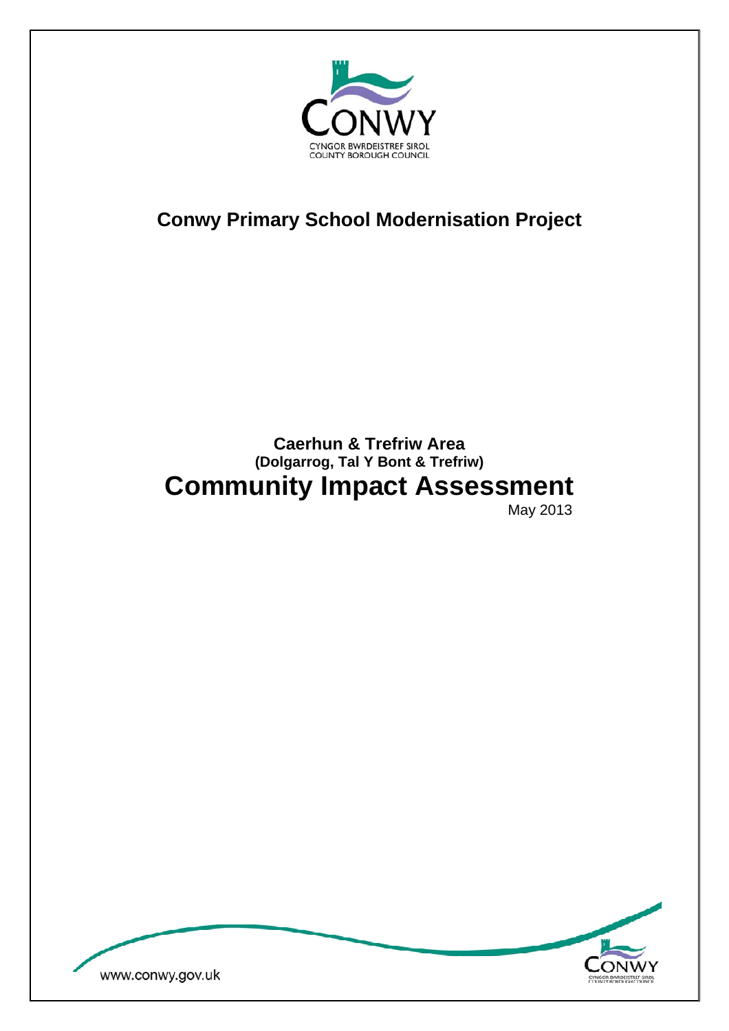CONWY

CYNGOR BWRDEISTREF SIROL
COUNTY BOROUGH COUNCIL

# Conwy Primary School Modernisation Project

## Caerhun & Trefriw Area
### (Dolgarrog, Tal Y Bont & Trefriw)
# Community Impact Assessment

May 2013

www.conwy.gov.uk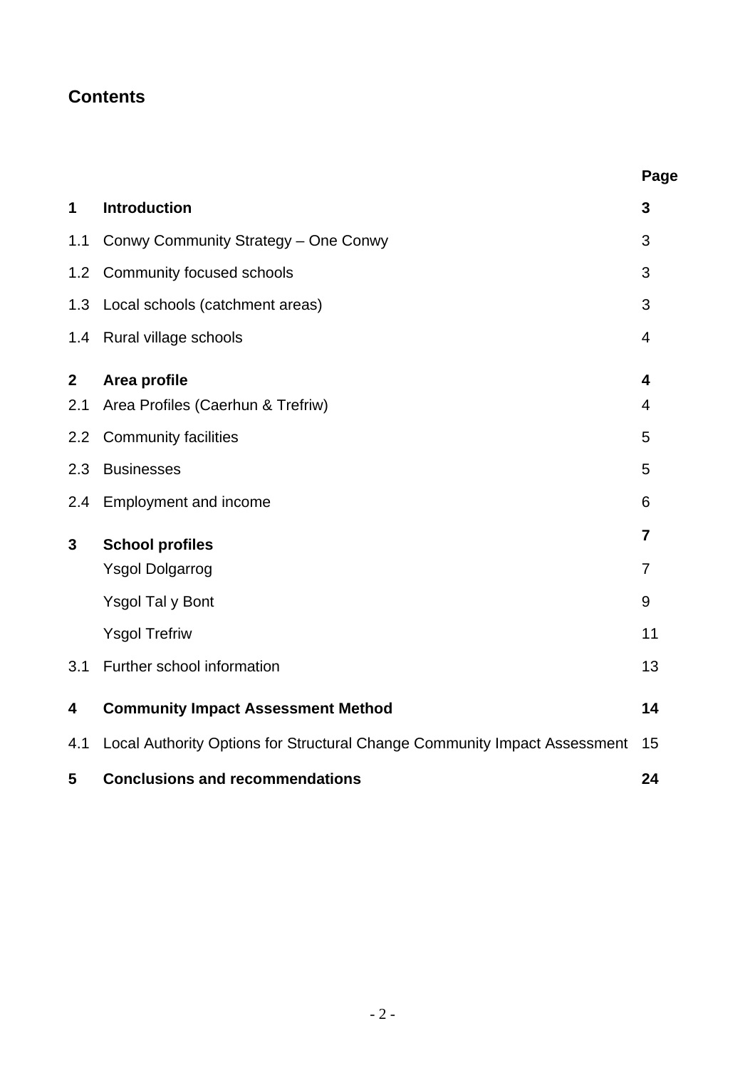## Contents

| | | Page |
|---|---|---|
| **1** | **Introduction** | **3** |
| 1.1 | Conwy Community Strategy – One Conwy | 3 |
| 1.2 | Community focused schools | 3 |
| 1.3 | Local schools (catchment areas) | 3 |
| 1.4 | Rural village schools | 4 |
| **2** | **Area profile** | **4** |
| 2.1 | Area Profiles (Caerhun & Trefriw) | 4 |
| 2.2 | Community facilities | 5 |
| 2.3 | Businesses | 5 |
| 2.4 | Employment and income | 6 |
| **3** | **School profiles** | **7** |
| | Ysgol Dolgarrog | 7 |
| | Ysgol Tal y Bont | 9 |
| | Ysgol Trefriw | 11 |
| 3.1 | Further school information | 13 |
| **4** | **Community Impact Assessment Method** | **14** |
| 4.1 | Local Authority Options for Structural Change Community Impact Assessment | 15 |
| **5** | **Conclusions and recommendations** | **24** |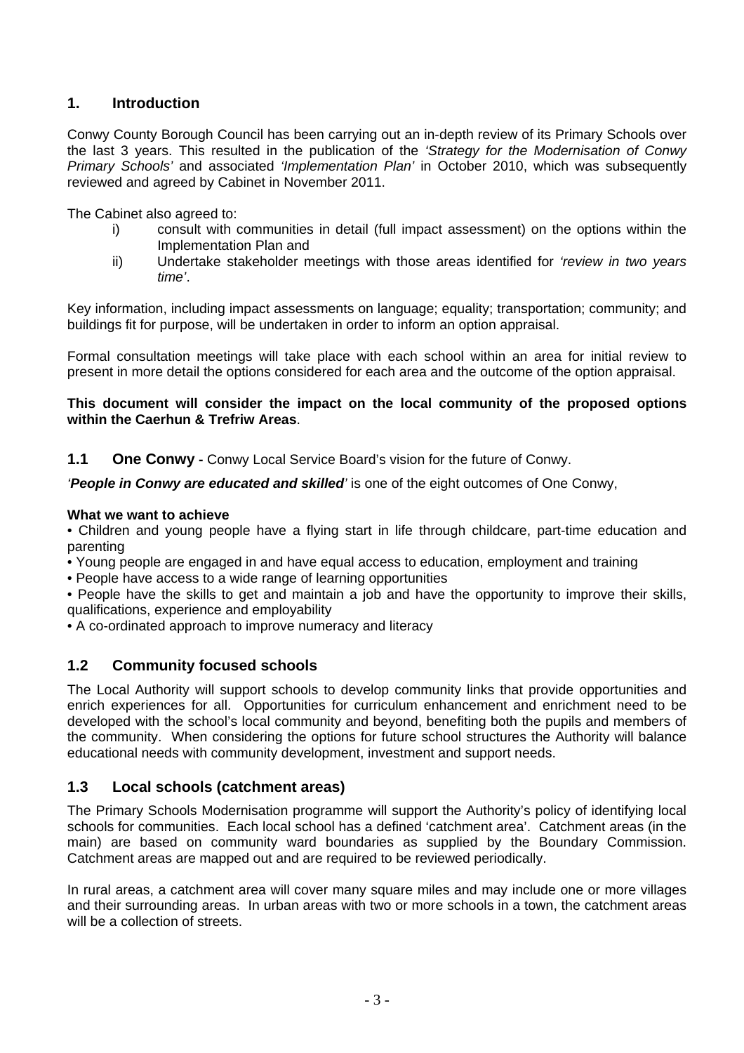## 1. Introduction

Conwy County Borough Council has been carrying out an in-depth review of its Primary Schools over the last 3 years. This resulted in the publication of the *'Strategy for the Modernisation of Conwy Primary Schools'* and associated *'Implementation Plan'* in October 2010, which was subsequently reviewed and agreed by Cabinet in November 2011.

The Cabinet also agreed to:

- i) consult with communities in detail (full impact assessment) on the options within the Implementation Plan and
- ii) Undertake stakeholder meetings with those areas identified for *'review in two years time'*.

Key information, including impact assessments on language; equality; transportation; community; and buildings fit for purpose, will be undertaken in order to inform an option appraisal.

Formal consultation meetings will take place with each school within an area for initial review to present in more detail the options considered for each area and the outcome of the option appraisal.

**This document will consider the impact on the local community of the proposed options within the Caerhun & Trefriw Areas**.

### 1.1 One Conwy - Conwy Local Service Board's vision for the future of Conwy.

*'**People in Conwy are educated and skilled**'* is one of the eight outcomes of One Conwy,

**What we want to achieve**

- Children and young people have a flying start in life through childcare, part-time education and parenting
- Young people are engaged in and have equal access to education, employment and training
- People have access to a wide range of learning opportunities
- People have the skills to get and maintain a job and have the opportunity to improve their skills, qualifications, experience and employability
- A co-ordinated approach to improve numeracy and literacy

### 1.2 Community focused schools

The Local Authority will support schools to develop community links that provide opportunities and enrich experiences for all. Opportunities for curriculum enhancement and enrichment need to be developed with the school's local community and beyond, benefiting both the pupils and members of the community. When considering the options for future school structures the Authority will balance educational needs with community development, investment and support needs.

### 1.3 Local schools (catchment areas)

The Primary Schools Modernisation programme will support the Authority's policy of identifying local schools for communities. Each local school has a defined 'catchment area'. Catchment areas (in the main) are based on community ward boundaries as supplied by the Boundary Commission. Catchment areas are mapped out and are required to be reviewed periodically.

In rural areas, a catchment area will cover many square miles and may include one or more villages and their surrounding areas. In urban areas with two or more schools in a town, the catchment areas will be a collection of streets.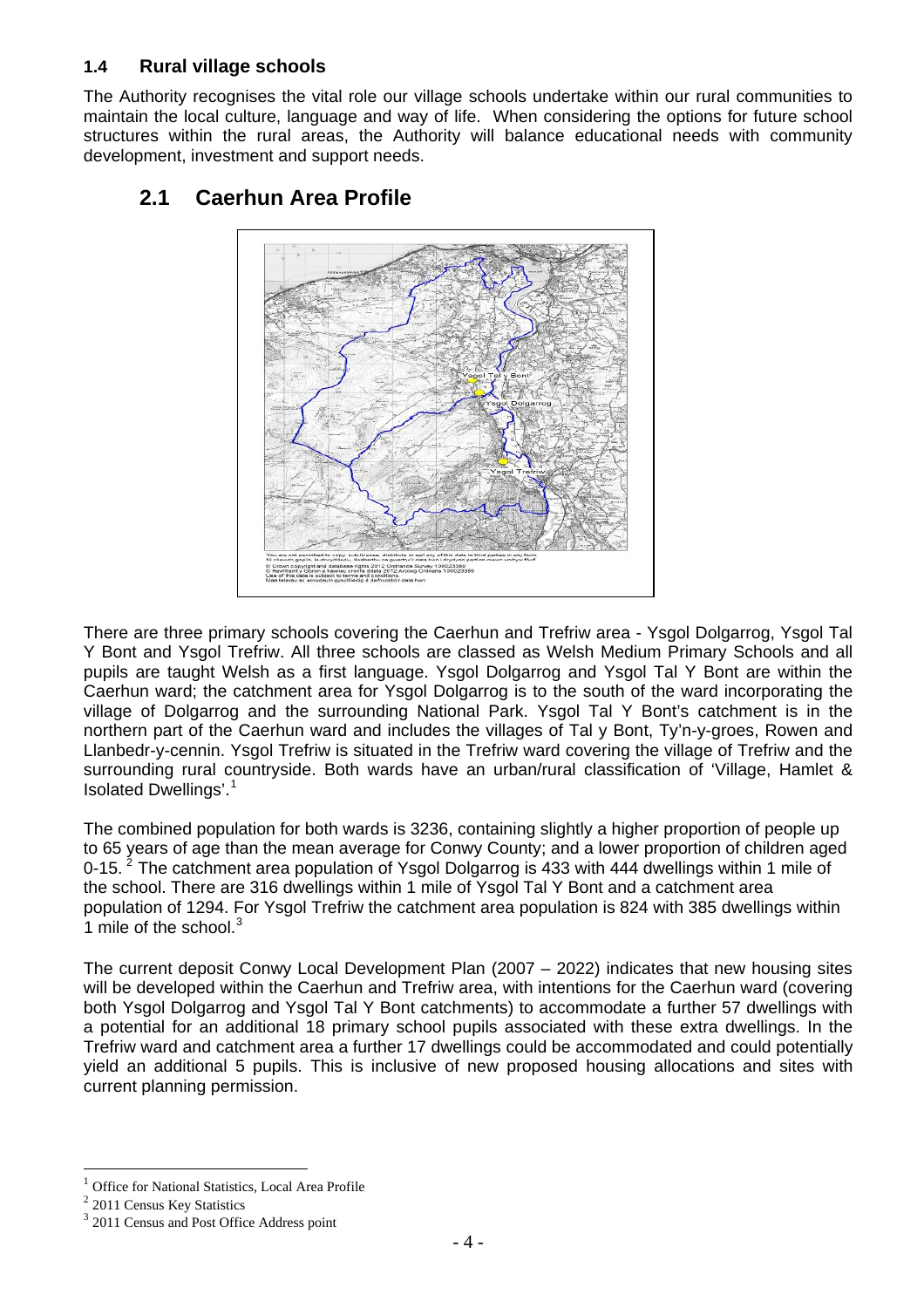### 1.4 Rural village schools

The Authority recognises the vital role our village schools undertake within our rural communities to maintain the local culture, language and way of life. When considering the options for future school structures within the rural areas, the Authority will balance educational needs with community development, investment and support needs.

## 2.1 Caerhun Area Profile

There are three primary schools covering the Caerhun and Trefriw area - Ysgol Dolgarrog, Ysgol Tal Y Bont and Ysgol Trefriw. All three schools are classed as Welsh Medium Primary Schools and all pupils are taught Welsh as a first language. Ysgol Dolgarrog and Ysgol Tal Y Bont are within the Caerhun ward; the catchment area for Ysgol Dolgarrog is to the south of the ward incorporating the village of Dolgarrog and the surrounding National Park. Ysgol Tal Y Bont's catchment is in the northern part of the Caerhun ward and includes the villages of Tal y Bont, Ty'n-y-groes, Rowen and Llanbedr-y-cennin. Ysgol Trefriw is situated in the Trefriw ward covering the village of Trefriw and the surrounding rural countryside. Both wards have an urban/rural classification of 'Village, Hamlet & Isolated Dwellings'.[1]

The combined population for both wards is 3236, containing slightly a higher proportion of people up to 65 years of age than the mean average for Conwy County; and a lower proportion of children aged 0-15.[2] The catchment area population of Ysgol Dolgarrog is 433 with 444 dwellings within 1 mile of the school. There are 316 dwellings within 1 mile of Ysgol Tal Y Bont and a catchment area population of 1294. For Ysgol Trefriw the catchment area population is 824 with 385 dwellings within 1 mile of the school.[3]

The current deposit Conwy Local Development Plan (2007 – 2022) indicates that new housing sites will be developed within the Caerhun and Trefriw area, with intentions for the Caerhun ward (covering both Ysgol Dolgarrog and Ysgol Tal Y Bont catchments) to accommodate a further 57 dwellings with a potential for an additional 18 primary school pupils associated with these extra dwellings. In the Trefriw ward and catchment area a further 17 dwellings could be accommodated and could potentially yield an additional 5 pupils. This is inclusive of new proposed housing allocations and sites with current planning permission.

---

[1] Office for National Statistics, Local Area Profile

[2] 2011 Census Key Statistics

[3] 2011 Census and Post Office Address point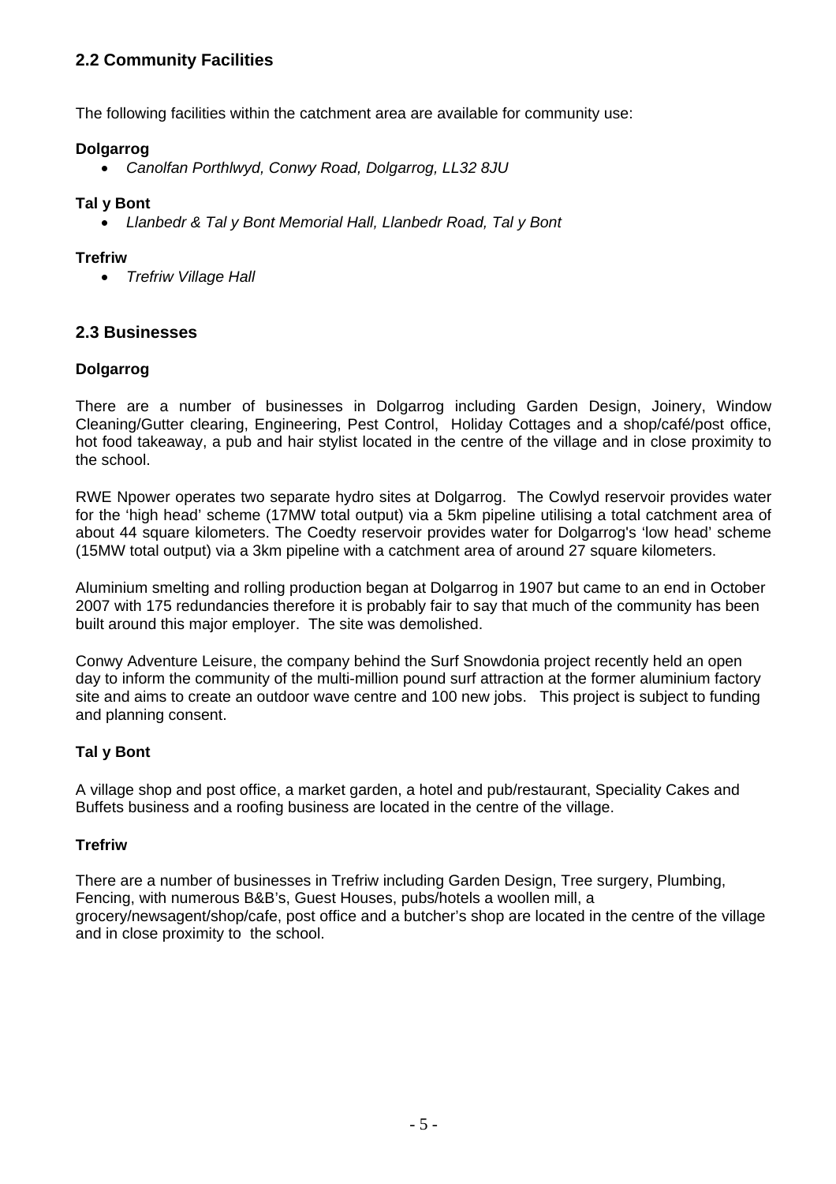## 2.2 Community Facilities

The following facilities within the catchment area are available for community use:

**Dolgarrog**

- *Canolfan Porthlwyd, Conwy Road, Dolgarrog, LL32 8JU*

**Tal y Bont**

- *Llanbedr & Tal y Bont Memorial Hall, Llanbedr Road, Tal y Bont*

**Trefriw**

- *Trefriw Village Hall*

## 2.3 Businesses

**Dolgarrog**

There are a number of businesses in Dolgarrog including Garden Design, Joinery, Window Cleaning/Gutter clearing, Engineering, Pest Control, Holiday Cottages and a shop/café/post office, hot food takeaway, a pub and hair stylist located in the centre of the village and in close proximity to the school.

RWE Npower operates two separate hydro sites at Dolgarrog. The Cowlyd reservoir provides water for the 'high head' scheme (17MW total output) via a 5km pipeline utilising a total catchment area of about 44 square kilometers. The Coedty reservoir provides water for Dolgarrog's 'low head' scheme (15MW total output) via a 3km pipeline with a catchment area of around 27 square kilometers.

Aluminium smelting and rolling production began at Dolgarrog in 1907 but came to an end in October 2007 with 175 redundancies therefore it is probably fair to say that much of the community has been built around this major employer. The site was demolished.

Conwy Adventure Leisure, the company behind the Surf Snowdonia project recently held an open day to inform the community of the multi-million pound surf attraction at the former aluminium factory site and aims to create an outdoor wave centre and 100 new jobs. This project is subject to funding and planning consent.

**Tal y Bont**

A village shop and post office, a market garden, a hotel and pub/restaurant, Speciality Cakes and Buffets business and a roofing business are located in the centre of the village.

**Trefriw**

There are a number of businesses in Trefriw including Garden Design, Tree surgery, Plumbing, Fencing, with numerous B&B's, Guest Houses, pubs/hotels a woollen mill, a grocery/newsagent/shop/cafe, post office and a butcher's shop are located in the centre of the village and in close proximity to the school.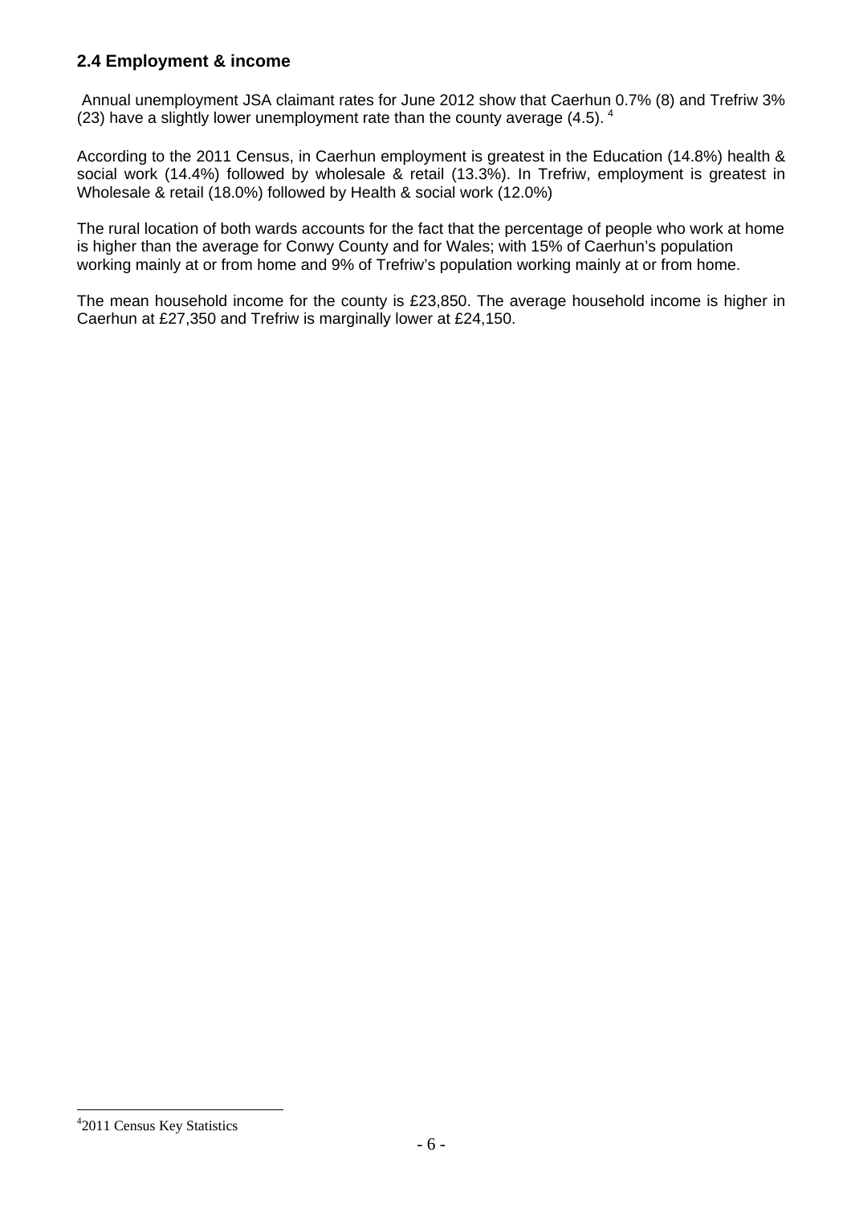## 2.4 Employment & income

Annual unemployment JSA claimant rates for June 2012 show that Caerhun 0.7% (8) and Trefriw 3% (23) have a slightly lower unemployment rate than the county average (4.5). [4]

According to the 2011 Census, in Caerhun employment is greatest in the Education (14.8%) health & social work (14.4%) followed by wholesale & retail (13.3%). In Trefriw, employment is greatest in Wholesale & retail (18.0%) followed by Health & social work (12.0%)

The rural location of both wards accounts for the fact that the percentage of people who work at home is higher than the average for Conwy County and for Wales; with 15% of Caerhun's population working mainly at or from home and 9% of Trefriw's population working mainly at or from home.

The mean household income for the county is £23,850. The average household income is higher in Caerhun at £27,350 and Trefriw is marginally lower at £24,150.

[4] 2011 Census Key Statistics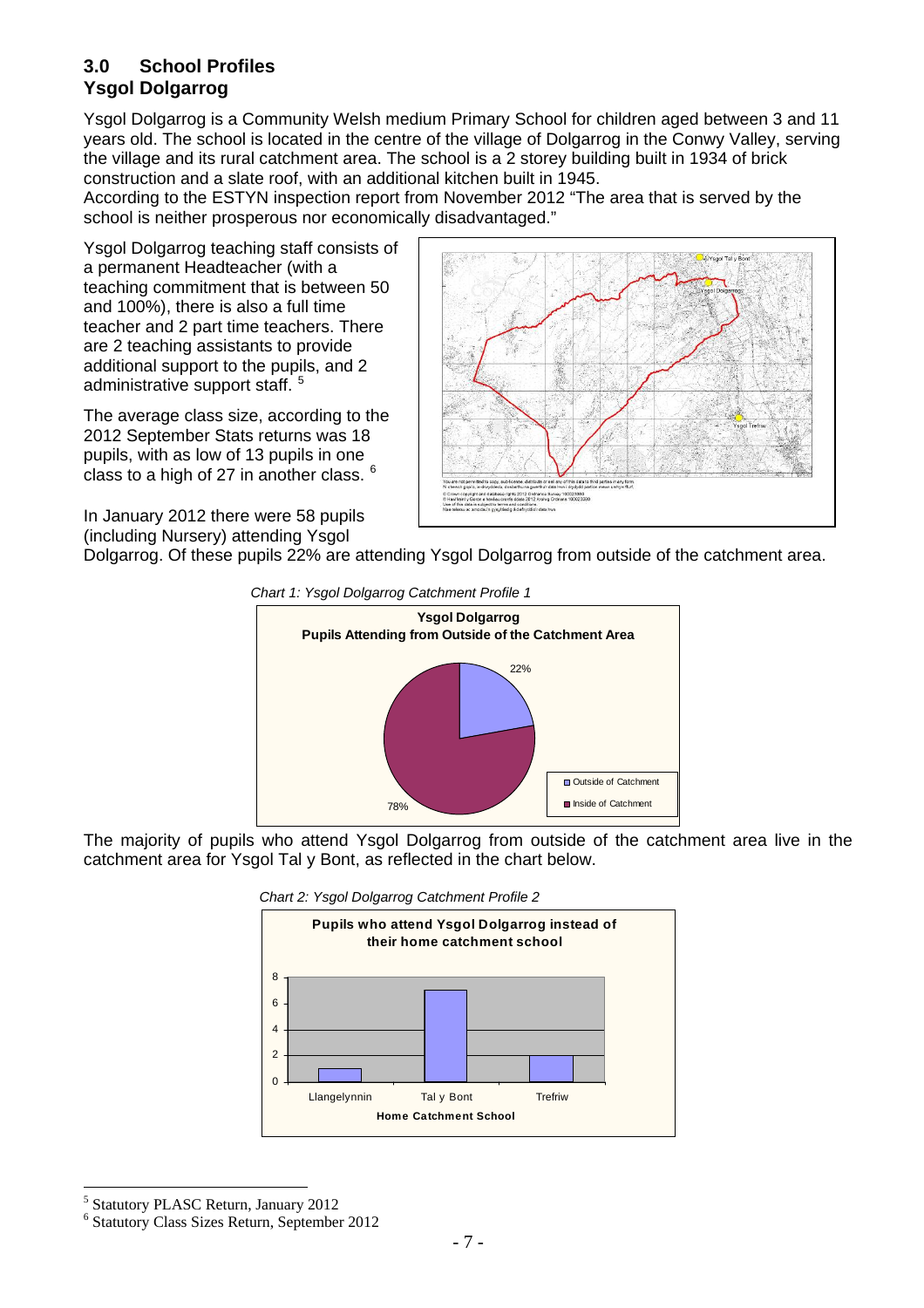## 3.0 School Profiles

### Ysgol Dolgarrog

Ysgol Dolgarrog is a Community Welsh medium Primary School for children aged between 3 and 11 years old. The school is located in the centre of the village of Dolgarrog in the Conwy Valley, serving the village and its rural catchment area. The school is a 2 storey building built in 1934 of brick construction and a slate roof, with an additional kitchen built in 1945.
According to the ESTYN inspection report from November 2012 "The area that is served by the school is neither prosperous nor economically disadvantaged."

Ysgol Dolgarrog teaching staff consists of a permanent Headteacher (with a teaching commitment that is between 50 and 100%), there is also a full time teacher and 2 part time teachers. There are 2 teaching assistants to provide additional support to the pupils, and 2 administrative support staff. [5]

The average class size, according to the 2012 September Stats returns was 18 pupils, with as low of 13 pupils in one class to a high of 27 in another class. [6]

In January 2012 there were 58 pupils (including Nursery) attending Ysgol Dolgarrog. Of these pupils 22% are attending Ysgol Dolgarrog from outside of the catchment area.

*Chart 1: Ysgol Dolgarrog Catchment Profile 1*

**Ysgol Dolgarrog**
**Pupils Attending from Outside of the Catchment Area**

| Category | Percentage |
|---|---|
| Outside of Catchment | 22% |
| Inside of Catchment | 78% |

The majority of pupils who attend Ysgol Dolgarrog from outside of the catchment area live in the catchment area for Ysgol Tal y Bont, as reflected in the chart below.

*Chart 2: Ysgol Dolgarrog Catchment Profile 2*

**Pupils who attend Ysgol Dolgarrog instead of their home catchment school**

| Home Catchment School | Pupils |
|---|---|
| Llangelynnin | 1 |
| Tal y Bont | 7 |
| Trefriw | 2 |

---

[5] Statutory PLASC Return, January 2012

[6] Statutory Class Sizes Return, September 2012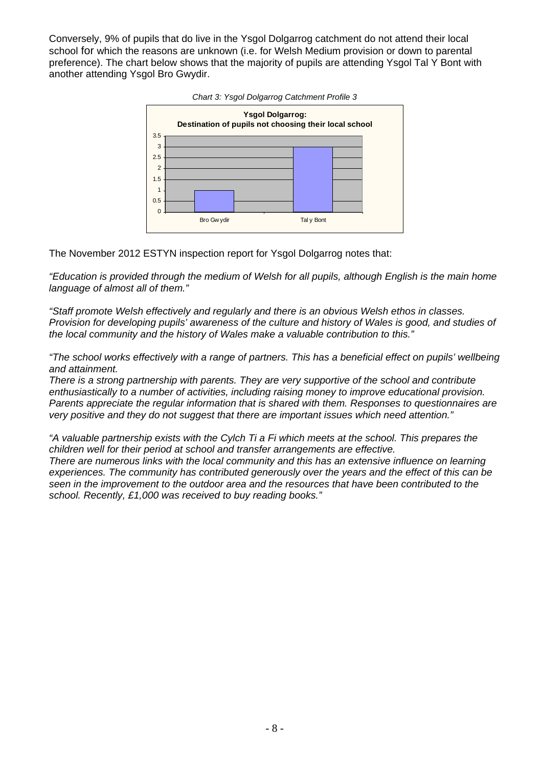Conversely, 9% of pupils that do live in the Ysgol Dolgarrog catchment do not attend their local school for which the reasons are unknown (i.e. for Welsh Medium provision or down to parental preference). The chart below shows that the majority of pupils are attending Ysgol Tal Y Bont with another attending Ysgol Bro Gwydir.

*Chart 3: Ysgol Dolgarrog Catchment Profile 3*

**Ysgol Dolgarrog: Destination of pupils not choosing their local school**

| Destination | Pupils |
| --- | --- |
| Bro Gwydir | 1 |
| Tal y Bont | 3 |

The November 2012 ESTYN inspection report for Ysgol Dolgarrog notes that:

*"Education is provided through the medium of Welsh for all pupils, although English is the main home language of almost all of them."*

*"Staff promote Welsh effectively and regularly and there is an obvious Welsh ethos in classes. Provision for developing pupils' awareness of the culture and history of Wales is good, and studies of the local community and the history of Wales make a valuable contribution to this."*

*"The school works effectively with a range of partners. This has a beneficial effect on pupils' wellbeing and attainment.*
*There is a strong partnership with parents. They are very supportive of the school and contribute enthusiastically to a number of activities, including raising money to improve educational provision. Parents appreciate the regular information that is shared with them. Responses to questionnaires are very positive and they do not suggest that there are important issues which need attention."*

*"A valuable partnership exists with the Cylch Ti a Fi which meets at the school. This prepares the children well for their period at school and transfer arrangements are effective.*
*There are numerous links with the local community and this has an extensive influence on learning experiences. The community has contributed generously over the years and the effect of this can be seen in the improvement to the outdoor area and the resources that have been contributed to the school. Recently, £1,000 was received to buy reading books."*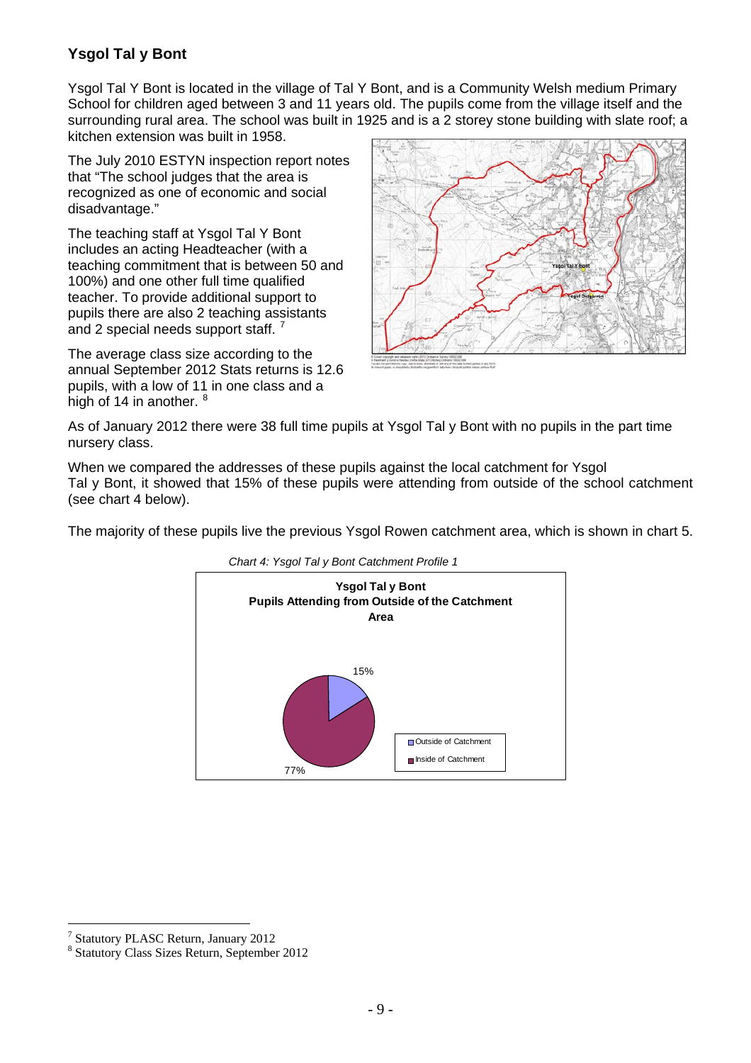## Ysgol Tal y Bont

Ysgol Tal Y Bont is located in the village of Tal Y Bont, and is a Community Welsh medium Primary School for children aged between 3 and 11 years old. The pupils come from the village itself and the surrounding rural area. The school was built in 1925 and is a 2 storey stone building with slate roof; a kitchen extension was built in 1958.

The July 2010 ESTYN inspection report notes that "The school judges that the area is recognized as one of economic and social disadvantage."

The teaching staff at Ysgol Tal Y Bont includes an acting Headteacher (with a teaching commitment that is between 50 and 100%) and one other full time qualified teacher. To provide additional support to pupils there are also 2 teaching assistants and 2 special needs support staff. [7]

The average class size according to the annual September 2012 Stats returns is 12.6 pupils, with a low of 11 in one class and a high of 14 in another. [8]

As of January 2012 there were 38 full time pupils at Ysgol Tal y Bont with no pupils in the part time nursery class.

When we compared the addresses of these pupils against the local catchment for Ysgol Tal y Bont, it showed that 15% of these pupils were attending from outside of the school catchment (see chart 4 below).

The majority of these pupils live the previous Ysgol Rowen catchment area, which is shown in chart 5.

*Chart 4: Ysgol Tal y Bont Catchment Profile 1*

**Ysgol Tal y Bont**
**Pupils Attending from Outside of the Catchment Area**

| Category | Percentage |
|---|---|
| Outside of Catchment | 15% |
| Inside of Catchment | 77% |

---

[7] Statutory PLASC Return, January 2012

[8] Statutory Class Sizes Return, September 2012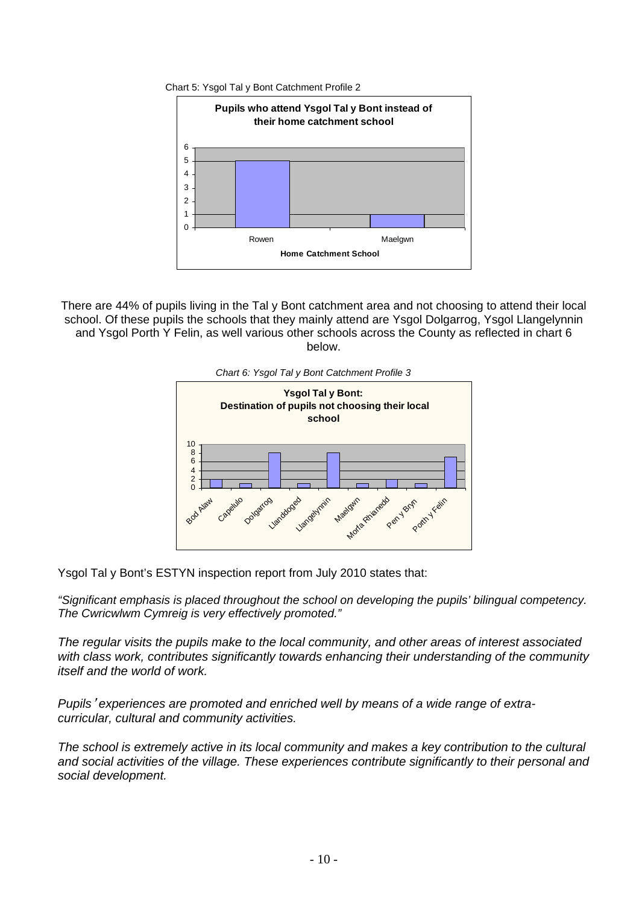Chart 5: Ysgol Tal y Bont Catchment Profile 2

**Pupils who attend Ysgol Tal y Bont instead of their home catchment school**

| Home Catchment School | Pupils |
|---|---|
| Rowen | 5 |
| Maelgwn | 1 |

There are 44% of pupils living in the Tal y Bont catchment area and not choosing to attend their local school. Of these pupils the schools that they mainly attend are Ysgol Dolgarrog, Ysgol Llangelynnin and Ysgol Porth Y Felin, as well various other schools across the County as reflected in chart 6 below.

*Chart 6: Ysgol Tal y Bont Catchment Profile 3*

**Ysgol Tal y Bont: Destination of pupils not choosing their local school**

| School | Pupils |
|---|---|
| Bod Alaw | 2 |
| Capelulo | 1 |
| Dolgarrog | 8 |
| Llanddoged | 1 |
| Llangelynnin | 8 |
| Maelgwn | 1 |
| Morfa Rhianedd | 2 |
| Pen y Bryn | 1 |
| Porth y Felin | 7 |

Ysgol Tal y Bont's ESTYN inspection report from July 2010 states that:

*"Significant emphasis is placed throughout the school on developing the pupils' bilingual competency. The Cwricwlwm Cymreig is very effectively promoted."*

*The regular visits the pupils make to the local community, and other areas of interest associated with class work, contributes significantly towards enhancing their understanding of the community itself and the world of work.*

*Pupils' experiences are promoted and enriched well by means of a wide range of extra-curricular, cultural and community activities.*

*The school is extremely active in its local community and makes a key contribution to the cultural and social activities of the village. These experiences contribute significantly to their personal and social development.*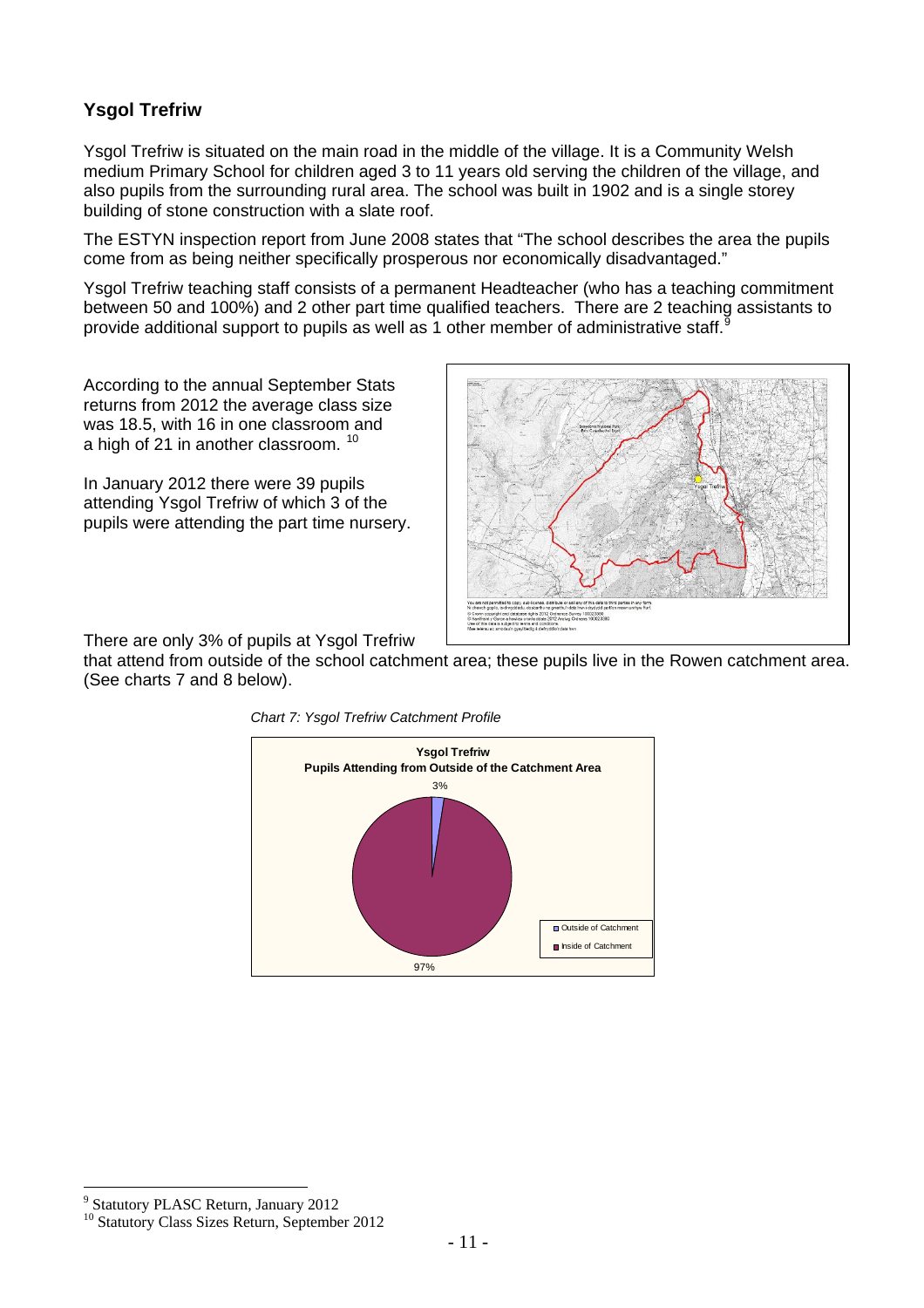## Ysgol Trefriw

Ysgol Trefriw is situated on the main road in the middle of the village. It is a Community Welsh medium Primary School for children aged 3 to 11 years old serving the children of the village, and also pupils from the surrounding rural area. The school was built in 1902 and is a single storey building of stone construction with a slate roof.

The ESTYN inspection report from June 2008 states that "The school describes the area the pupils come from as being neither specifically prosperous nor economically disadvantaged."

Ysgol Trefriw teaching staff consists of a permanent Headteacher (who has a teaching commitment between 50 and 100%) and 2 other part time qualified teachers. There are 2 teaching assistants to provide additional support to pupils as well as 1 other member of administrative staff.[9]

According to the annual September Stats returns from 2012 the average class size was 18.5, with 16 in one classroom and a high of 21 in another classroom.[10]

In January 2012 there were 39 pupils attending Ysgol Trefriw of which 3 of the pupils were attending the part time nursery.

There are only 3% of pupils at Ysgol Trefriw that attend from outside of the school catchment area; these pupils live in the Rowen catchment area. (See charts 7 and 8 below).

*Chart 7: Ysgol Trefriw Catchment Profile*

**Ysgol Trefriw**
**Pupils Attending from Outside of the Catchment Area**

| | |
|---|---|
| Outside of Catchment | 3% |
| Inside of Catchment | 97% |

---

[9] Statutory PLASC Return, January 2012

[10] Statutory Class Sizes Return, September 2012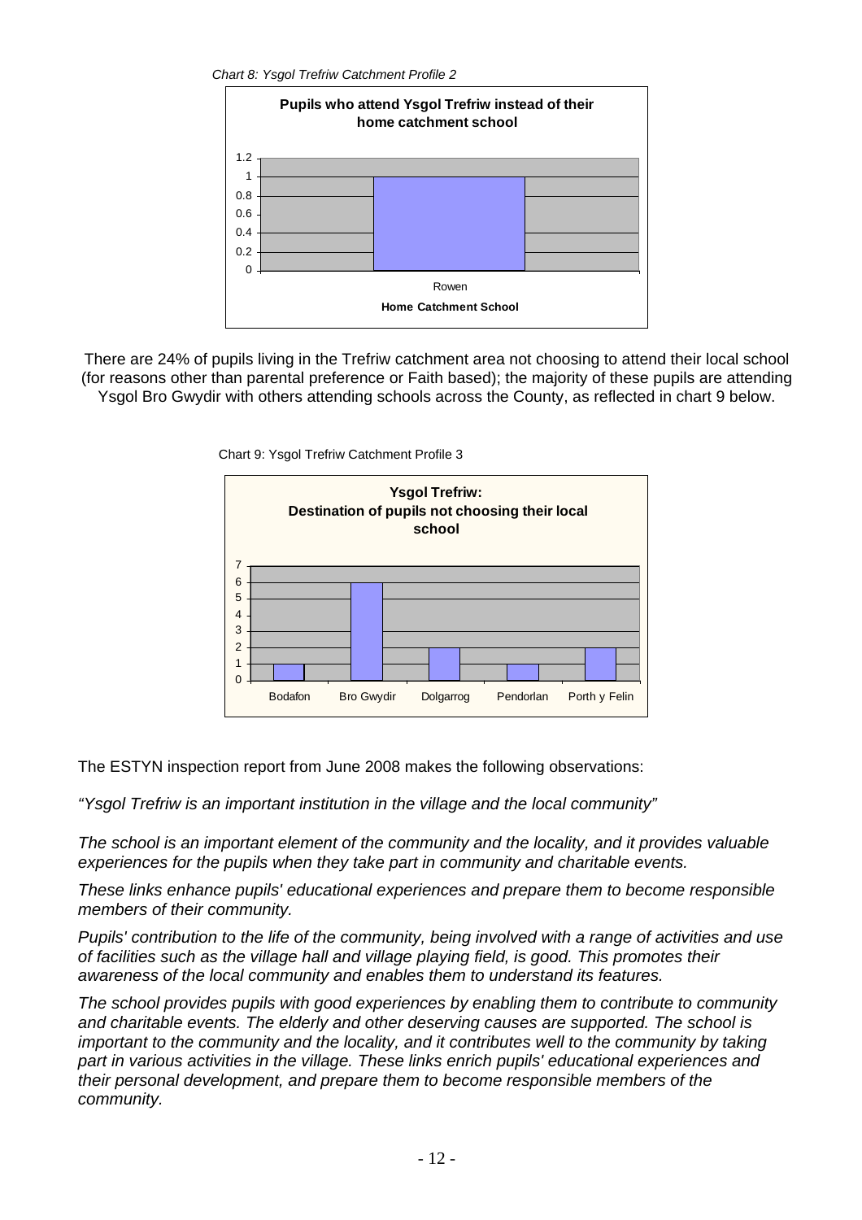*Chart 8: Ysgol Trefriw Catchment Profile 2*

**Pupils who attend Ysgol Trefriw instead of their home catchment school**

| Home Catchment School | Pupils |
|---|---|
| Rowen | 1 |

There are 24% of pupils living in the Trefriw catchment area not choosing to attend their local school (for reasons other than parental preference or Faith based); the majority of these pupils are attending Ysgol Bro Gwydir with others attending schools across the County, as reflected in chart 9 below.

Chart 9: Ysgol Trefriw Catchment Profile 3

**Ysgol Trefriw: Destination of pupils not choosing their local school**

| School | Pupils |
|---|---|
| Bodafon | 1 |
| Bro Gwydir | 6 |
| Dolgarrog | 2 |
| Pendorlan | 1 |
| Porth y Felin | 2 |

The ESTYN inspection report from June 2008 makes the following observations:

*"Ysgol Trefriw is an important institution in the village and the local community"*

*The school is an important element of the community and the locality, and it provides valuable experiences for the pupils when they take part in community and charitable events.*

*These links enhance pupils' educational experiences and prepare them to become responsible members of their community.*

*Pupils' contribution to the life of the community, being involved with a range of activities and use of facilities such as the village hall and village playing field, is good. This promotes their awareness of the local community and enables them to understand its features.*

*The school provides pupils with good experiences by enabling them to contribute to community and charitable events. The elderly and other deserving causes are supported. The school is important to the community and the locality, and it contributes well to the community by taking part in various activities in the village. These links enrich pupils' educational experiences and their personal development, and prepare them to become responsible members of the community.*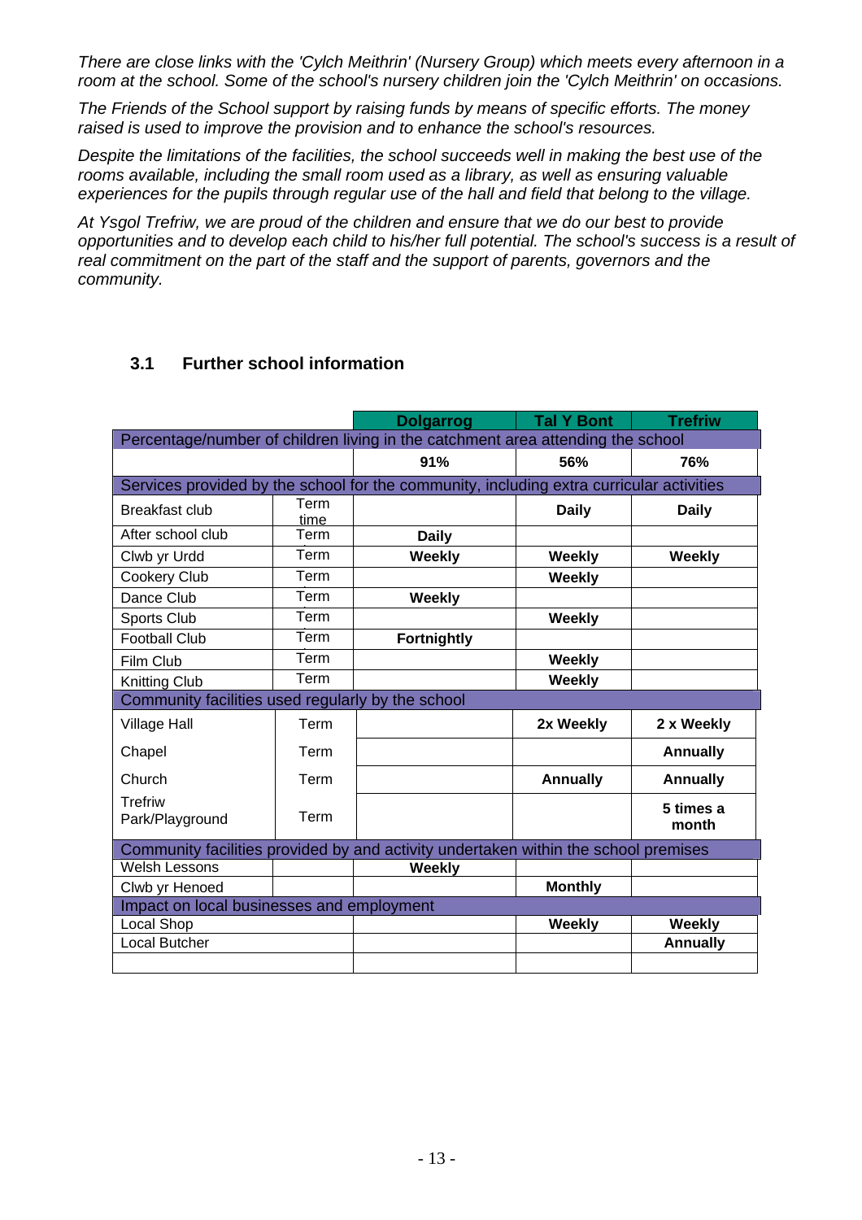*There are close links with the 'Cylch Meithrin' (Nursery Group) which meets every afternoon in a room at the school. Some of the school's nursery children join the 'Cylch Meithrin' on occasions.*

*The Friends of the School support by raising funds by means of specific efforts. The money raised is used to improve the provision and to enhance the school's resources.*

*Despite the limitations of the facilities, the school succeeds well in making the best use of the rooms available, including the small room used as a library, as well as ensuring valuable experiences for the pupils through regular use of the hall and field that belong to the village.*

*At Ysgol Trefriw, we are proud of the children and ensure that we do our best to provide opportunities and to develop each child to his/her full potential. The school's success is a result of real commitment on the part of the staff and the support of parents, governors and the community.*

## 3.1 Further school information

| | | Dolgarrog | Tal Y Bont | Trefriw |
|---|---|---|---|---|
| **Percentage/number of children living in the catchment area attending the school** | | | | |
| | | **91%** | **56%** | **76%** |
| **Services provided by the school for the community, including extra curricular activities** | | | | |
| Breakfast club | Term time | | **Daily** | **Daily** |
| After school club | Term | **Daily** | | |
| Clwb yr Urdd | Term | **Weekly** | **Weekly** | **Weekly** |
| Cookery Club | Term | | **Weekly** | |
| Dance Club | Term | **Weekly** | | |
| Sports Club | Term | | **Weekly** | |
| Football Club | Term | **Fortnightly** | | |
| Film Club | Term | | **Weekly** | |
| Knitting Club | Term | | **Weekly** | |
| **Community facilities used regularly by the school** | | | | |
| Village Hall | Term | | **2x Weekly** | **2 x Weekly** |
| Chapel | Term | | | **Annually** |
| Church | Term | | **Annually** | **Annually** |
| Trefriw Park/Playground | Term | | | **5 times a month** |
| **Community facilities provided by and activity undertaken within the school premises** | | | | |
| Welsh Lessons | | **Weekly** | | |
| Clwb yr Henoed | | | **Monthly** | |
| **Impact on local businesses and employment** | | | | |
| Local Shop | | | **Weekly** | **Weekly** |
| Local Butcher | | | | **Annually** |
| | | | | |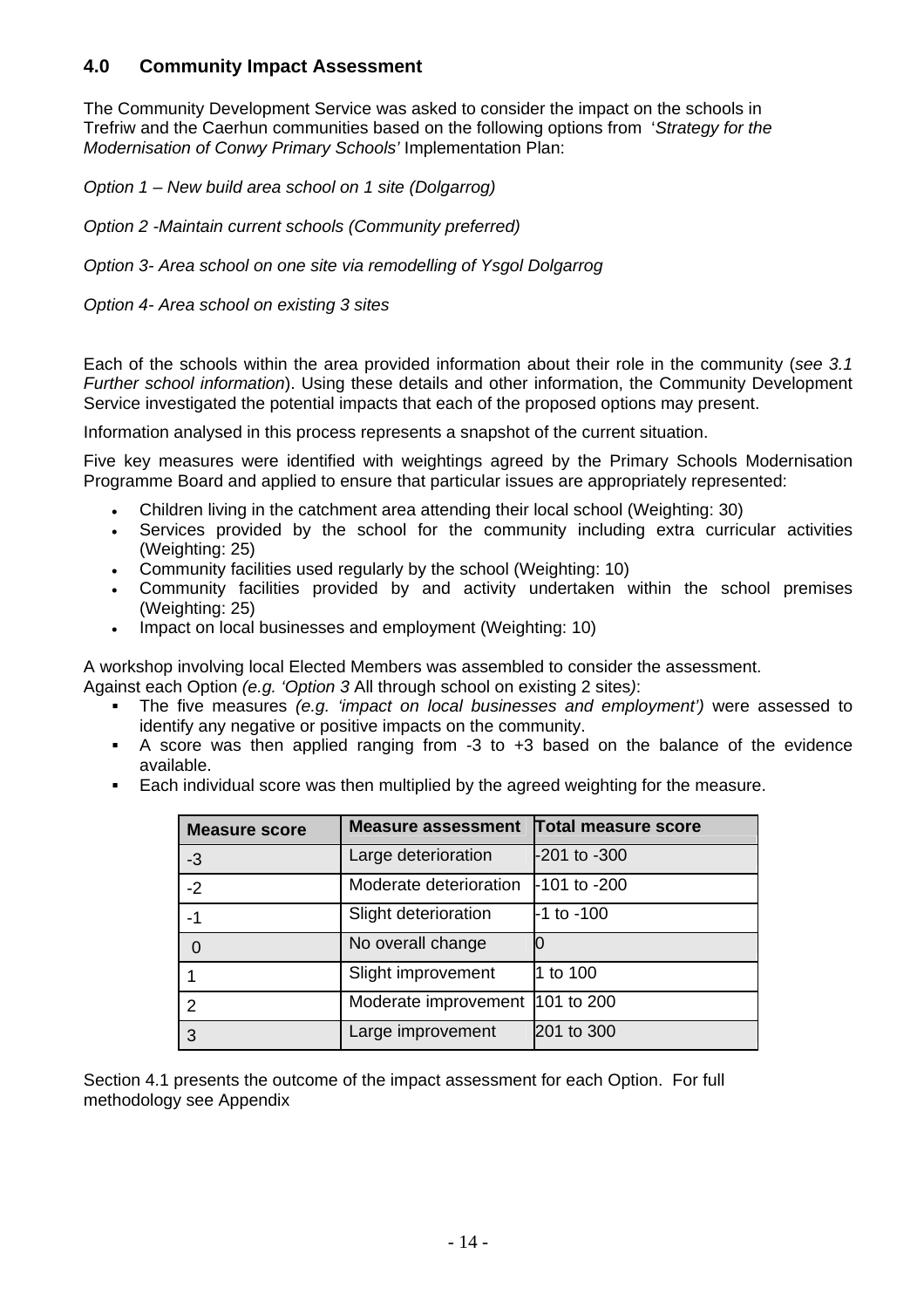## 4.0 Community Impact Assessment

The Community Development Service was asked to consider the impact on the schools in Trefriw and the Caerhun communities based on the following options from '*Strategy for the Modernisation of Conwy Primary Schools'* Implementation Plan:

*Option 1 – New build area school on 1 site (Dolgarrog)*

*Option 2 -Maintain current schools (Community preferred)*

*Option 3- Area school on one site via remodelling of Ysgol Dolgarrog*

*Option 4- Area school on existing 3 sites*

Each of the schools within the area provided information about their role in the community (*see 3.1 Further school information*). Using these details and other information, the Community Development Service investigated the potential impacts that each of the proposed options may present.

Information analysed in this process represents a snapshot of the current situation.

Five key measures were identified with weightings agreed by the Primary Schools Modernisation Programme Board and applied to ensure that particular issues are appropriately represented:

- Children living in the catchment area attending their local school (Weighting: 30)
- Services provided by the school for the community including extra curricular activities (Weighting: 25)
- Community facilities used regularly by the school (Weighting: 10)
- Community facilities provided by and activity undertaken within the school premises (Weighting: 25)
- Impact on local businesses and employment (Weighting: 10)

A workshop involving local Elected Members was assembled to consider the assessment.
Against each Option *(e.g. 'Option 3* All through school on existing 2 sites*)*:

- The five measures *(e.g. 'impact on local businesses and employment')* were assessed to identify any negative or positive impacts on the community.
- A score was then applied ranging from -3 to +3 based on the balance of the evidence available.
- Each individual score was then multiplied by the agreed weighting for the measure.

| Measure score | Measure assessment | Total measure score |
|---|---|---|
| -3 | Large deterioration | -201 to -300 |
| -2 | Moderate deterioration | -101 to -200 |
| -1 | Slight deterioration | -1 to -100 |
| 0 | No overall change | 0 |
| 1 | Slight improvement | 1 to 100 |
| 2 | Moderate improvement | 101 to 200 |
| 3 | Large improvement | 201 to 300 |

Section 4.1 presents the outcome of the impact assessment for each Option. For full methodology see Appendix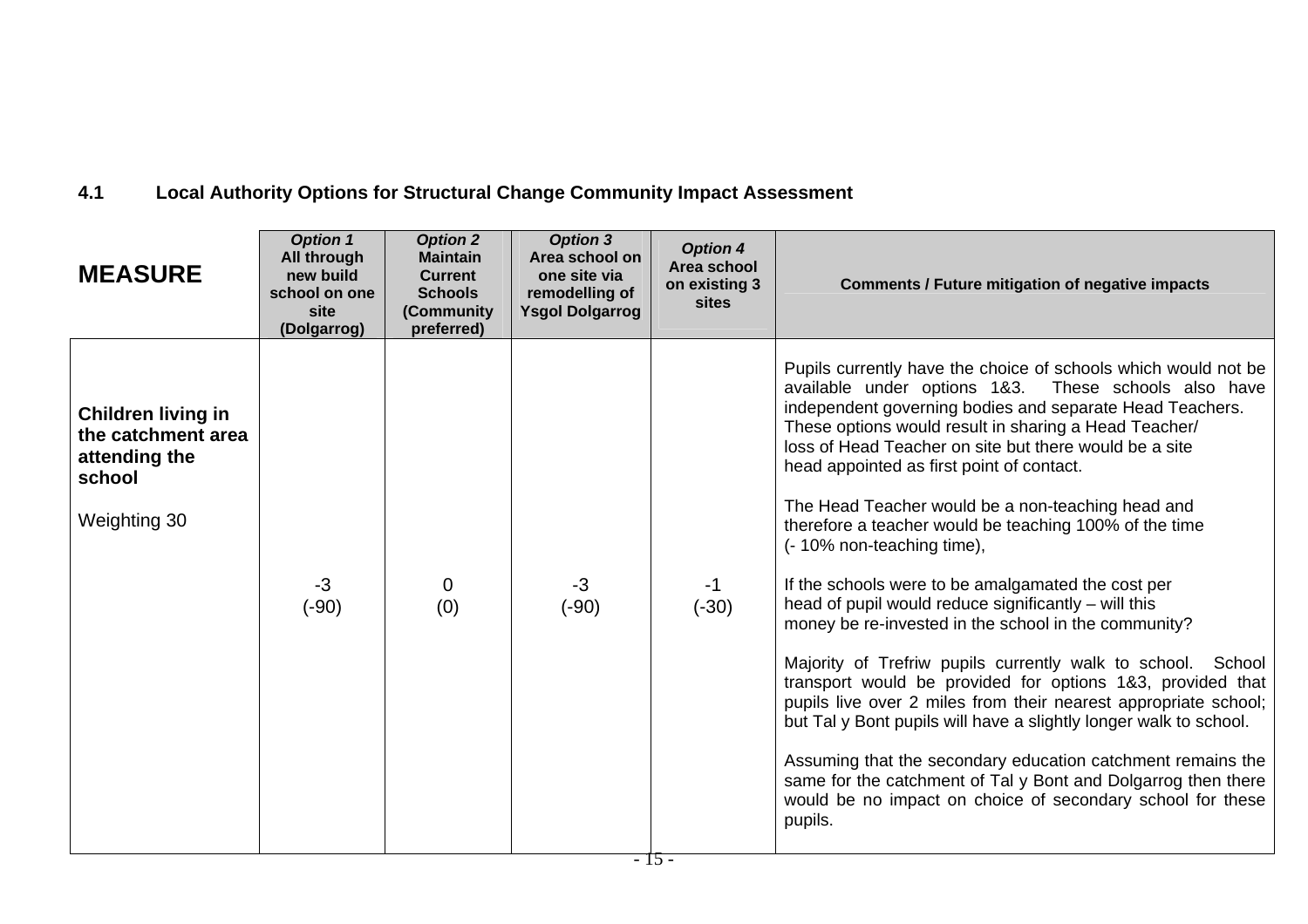### 4.1 Local Authority Options for Structural Change Community Impact Assessment

| MEASURE | *Option 1* All through new build school on one site (Dolgarrog) | *Option 2* Maintain Current Schools (Community preferred) | *Option 3* Area school on one site via remodelling of Ysgol Dolgarrog | *Option 4* Area school on existing 3 sites | Comments / Future mitigation of negative impacts |
|---|---|---|---|---|---|
| **Children living in the catchment area attending the school**<br><br>Weighting 30 | -3<br>(-90) | 0<br>(0) | -3<br>(-90) | -1<br>(-30) | Pupils currently have the choice of schools which would not be available under options 1&3. These schools also have independent governing bodies and separate Head Teachers. These options would result in sharing a Head Teacher/ loss of Head Teacher on site but there would be a site head appointed as first point of contact.<br><br>The Head Teacher would be a non-teaching head and therefore a teacher would be teaching 100% of the time (- 10% non-teaching time),<br><br>If the schools were to be amalgamated the cost per head of pupil would reduce significantly – will this money be re-invested in the school in the community?<br><br>Majority of Trefriw pupils currently walk to school. School transport would be provided for options 1&3, provided that pupils live over 2 miles from their nearest appropriate school; but Tal y Bont pupils will have a slightly longer walk to school.<br><br>Assuming that the secondary education catchment remains the same for the catchment of Tal y Bont and Dolgarrog then there would be no impact on choice of secondary school for these pupils. |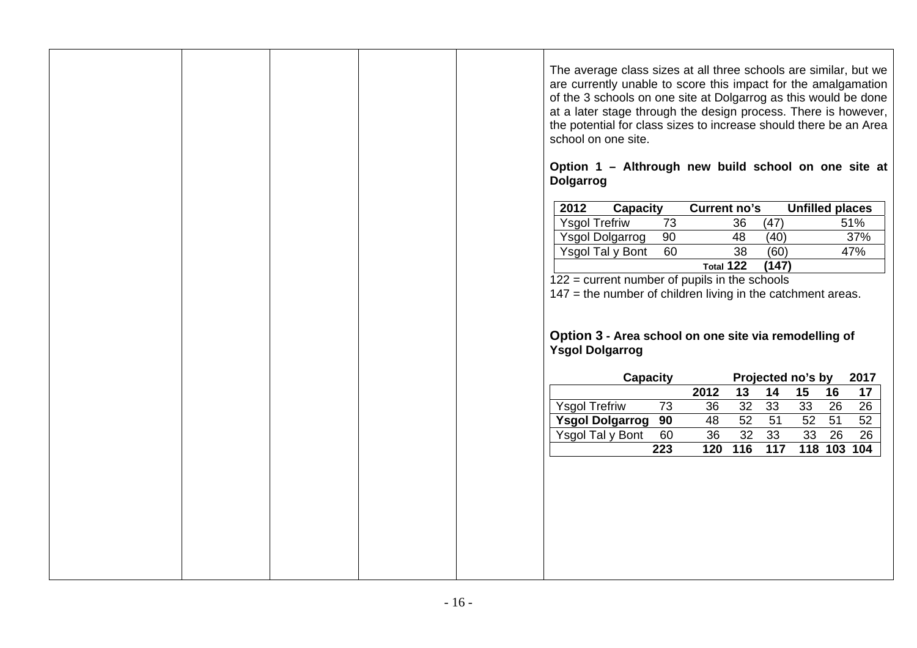The average class sizes at all three schools are similar, but we are currently unable to score this impact for the amalgamation of the 3 schools on one site at Dolgarrog as this would be done at a later stage through the design process. There is however, the potential for class sizes to increase should there be an Area school on one site.

**Option 1 – Althrough new build school on one site at Dolgarrog**

| 2012 | Capacity | Current no's | | Unfilled places |
|---|---|---|---|---|
| Ysgol Trefriw | 73 | 36 | (47) | 51% |
| Ysgol Dolgarrog | 90 | 48 | (40) | 37% |
| Ysgol Tal y Bont | 60 | 38 | (60) | 47% |
| | | Total 122 | (147) | |

122 = current number of pupils in the schools
147 = the number of children living in the catchment areas.

**Option 3 - Area school on one site via remodelling of Ysgol Dolgarrog**

| | Capacity | | Projected no's by | | | | 2017 |
|---|---|---|---|---|---|---|---|
| | | 2012 | 13 | 14 | 15 | 16 | 17 |
| Ysgol Trefriw | 73 | 36 | 32 | 33 | 33 | 26 | 26 |
| **Ysgol Dolgarrog** | **90** | 48 | 52 | 51 | 52 | 51 | 52 |
| Ysgol Tal y Bont | 60 | 36 | 32 | 33 | 33 | 26 | 26 |
| | **223** | **120** | **116** | **117** | **118** | **103** | **104** |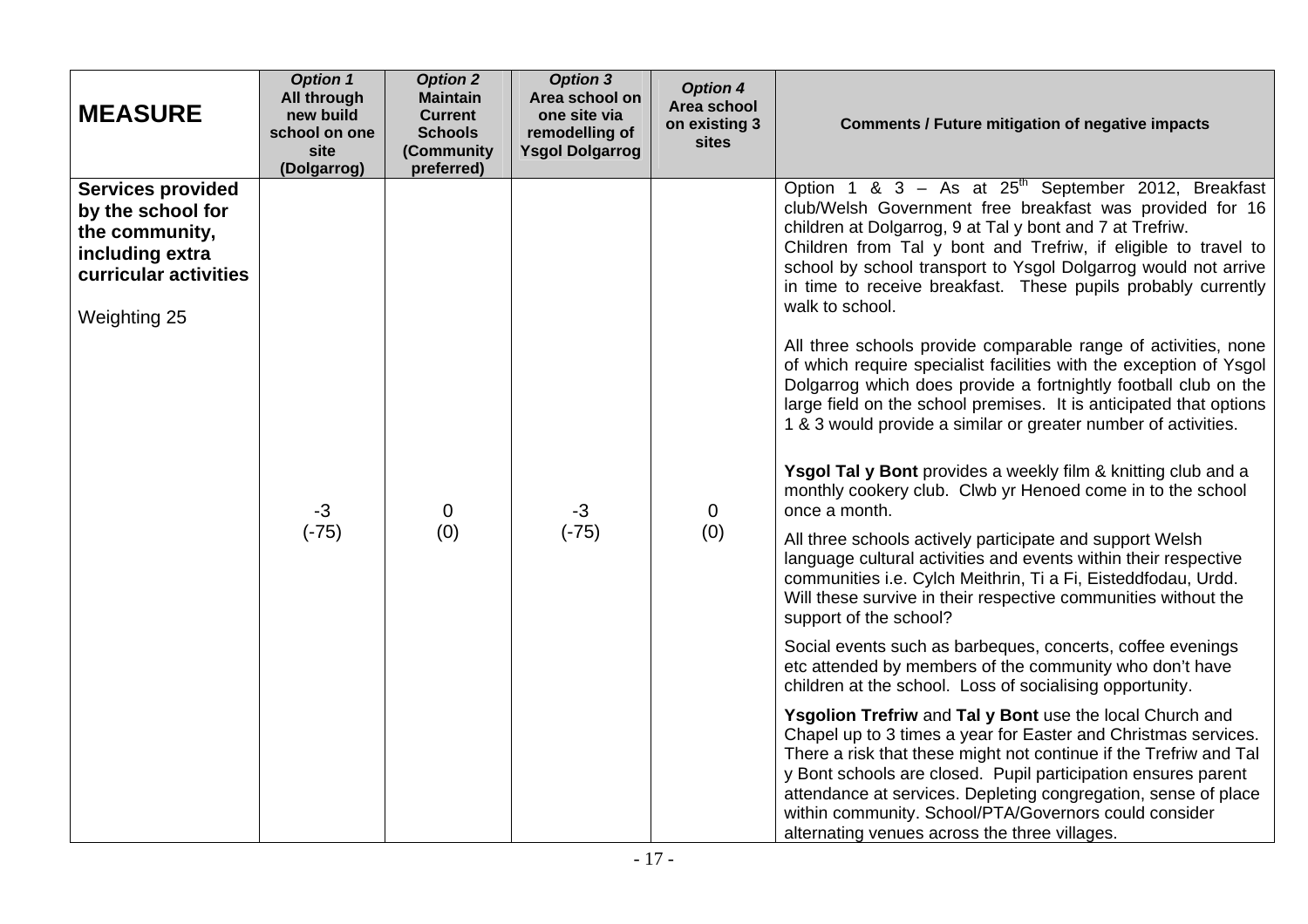| **MEASURE** | ***Option 1*** **All through new build school on one site (Dolgarrog)** | ***Option 2*** **Maintain Current Schools (Community preferred)** | ***Option 3*** **Area school on one site via remodelling of Ysgol Dolgarrog** | ***Option 4*** **Area school on existing 3 sites** | **Comments / Future mitigation of negative impacts** |
|---|---|---|---|---|---|
| **Services provided by the school for the community, including extra curricular activities**<br><br>Weighting 25 | -3<br>(-75) | 0<br>(0) | -3<br>(-75) | 0<br>(0) | Option 1 & 3 – As at 25th September 2012, Breakfast club/Welsh Government free breakfast was provided for 16 children at Dolgarrog, 9 at Tal y bont and 7 at Trefriw.<br>Children from Tal y bont and Trefriw, if eligible to travel to school by school transport to Ysgol Dolgarrog would not arrive in time to receive breakfast. These pupils probably currently walk to school.<br><br>All three schools provide comparable range of activities, none of which require specialist facilities with the exception of Ysgol Dolgarrog which does provide a fortnightly football club on the large field on the school premises. It is anticipated that options 1 & 3 would provide a similar or greater number of activities.<br><br>**Ysgol Tal y Bont** provides a weekly film & knitting club and a monthly cookery club. Clwb yr Henoed come in to the school once a month.<br><br>All three schools actively participate and support Welsh language cultural activities and events within their respective communities i.e. Cylch Meithrin, Ti a Fi, Eisteddfodau, Urdd. Will these survive in their respective communities without the support of the school?<br><br>Social events such as barbeques, concerts, coffee evenings etc attended by members of the community who don't have children at the school. Loss of socialising opportunity.<br><br>**Ysgolion Trefriw** and **Tal y Bont** use the local Church and Chapel up to 3 times a year for Easter and Christmas services. There a risk that these might not continue if the Trefriw and Tal y Bont schools are closed. Pupil participation ensures parent attendance at services. Depleting congregation, sense of place within community. School/PTA/Governors could consider alternating venues across the three villages. |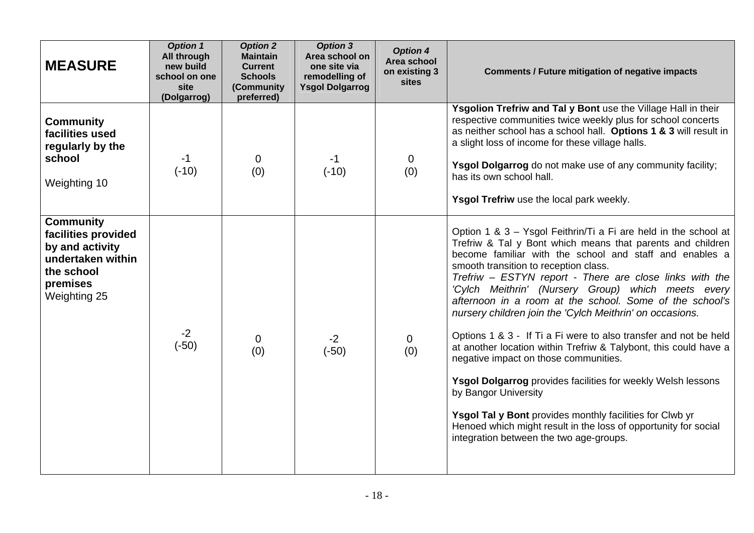| MEASURE | *Option 1* All through new build school on one site (Dolgarrog) | *Option 2* Maintain Current Schools (Community preferred) | *Option 3* Area school on one site via remodelling of Ysgol Dolgarrog | *Option 4* Area school on existing 3 sites | Comments / Future mitigation of negative impacts |
|---|---|---|---|---|---|
| **Community facilities used regularly by the school**<br><br>Weighting 10 | -1<br>(-10) | 0<br>(0) | -1<br>(-10) | 0<br>(0) | **Ysgolion Trefriw and Tal y Bont** use the Village Hall in their respective communities twice weekly plus for school concerts as neither school has a school hall. **Options 1 & 3** will result in a slight loss of income for these village halls.<br><br>**Ysgol Dolgarrog** do not make use of any community facility; has its own school hall.<br><br>**Ysgol Trefriw** use the local park weekly. |
| **Community facilities provided by and activity undertaken within the school premises**<br>Weighting 25 | -2<br>(-50) | 0<br>(0) | -2<br>(-50) | 0<br>(0) | Option 1 & 3 – Ysgol Feithrin/Ti a Fi are held in the school at Trefriw & Tal y Bont which means that parents and children become familiar with the school and staff and enables a smooth transition to reception class.<br>*Trefriw – ESTYN report - There are close links with the 'Cylch Meithrin' (Nursery Group) which meets every afternoon in a room at the school. Some of the school's nursery children join the 'Cylch Meithrin' on occasions.*<br><br>Options 1 & 3 - If Ti a Fi were to also transfer and not be held at another location within Trefriw & Talybont, this could have a negative impact on those communities.<br><br>**Ysgol Dolgarrog** provides facilities for weekly Welsh lessons by Bangor University<br><br>**Ysgol Tal y Bont** provides monthly facilities for Clwb yr Henoed which might result in the loss of opportunity for social integration between the two age-groups. |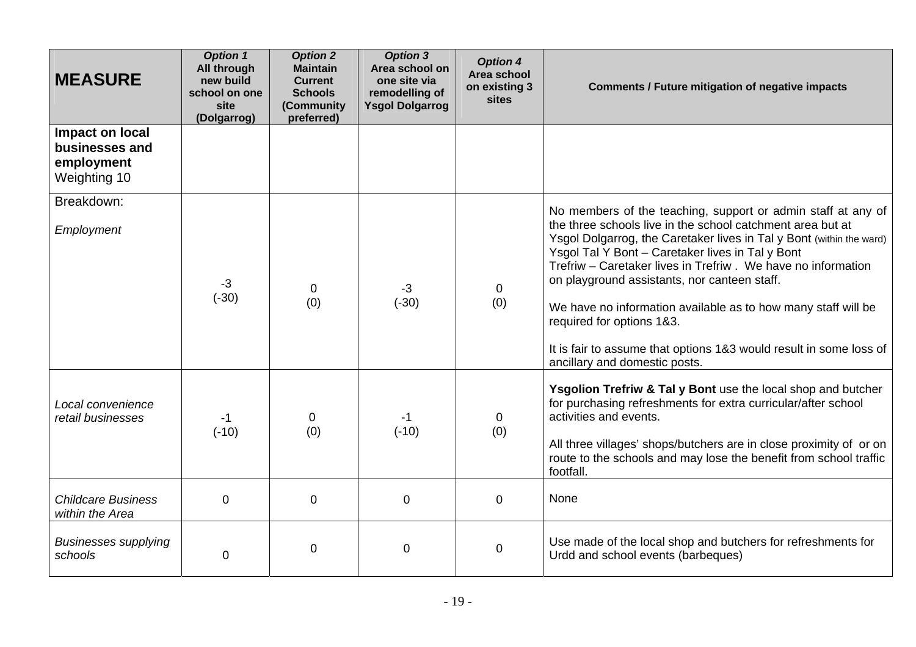| MEASURE | *Option 1* All through new build school on one site (Dolgarrog) | *Option 2* Maintain Current Schools (Community preferred) | *Option 3* Area school on one site via remodelling of Ysgol Dolgarrog | *Option 4* Area school on existing 3 sites | Comments / Future mitigation of negative impacts |
|---|---|---|---|---|---|
| **Impact on local businesses and employment** Weighting 10 | | | | | |
| Breakdown: *Employment* | -3 (-30) | 0 (0) | -3 (-30) | 0 (0) | No members of the teaching, support or admin staff at any of the three schools live in the school catchment area but at Ysgol Dolgarrog, the Caretaker lives in Tal y Bont (within the ward) Ysgol Tal Y Bont – Caretaker lives in Tal y Bont Trefriw – Caretaker lives in Trefriw . We have no information on playground assistants, nor canteen staff. We have no information available as to how many staff will be required for options 1&3. It is fair to assume that options 1&3 would result in some loss of ancillary and domestic posts. |
| *Local convenience retail businesses* | -1 (-10) | 0 (0) | -1 (-10) | 0 (0) | **Ysgolion Trefriw & Tal y Bont** use the local shop and butcher for purchasing refreshments for extra curricular/after school activities and events. All three villages' shops/butchers are in close proximity of or on route to the schools and may lose the benefit from school traffic footfall. |
| *Childcare Business within the Area* | 0 | 0 | 0 | 0 | None |
| *Businesses supplying schools* | 0 | 0 | 0 | 0 | Use made of the local shop and butchers for refreshments for Urdd and school events (barbeques) |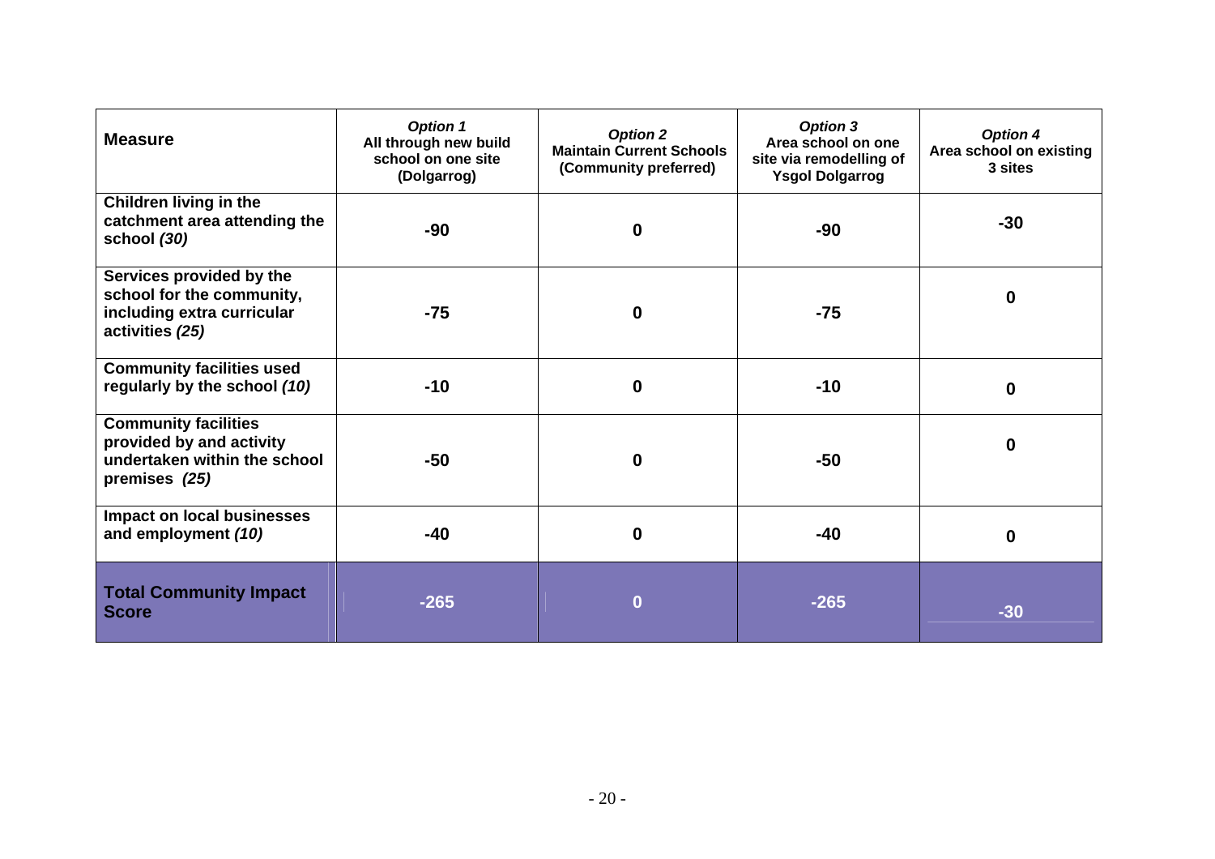| **Measure** | ***Option 1*** **All through new build school on one site (Dolgarrog)** | ***Option 2*** **Maintain Current Schools (Community preferred)** | ***Option 3*** **Area school on one site via remodelling of Ysgol Dolgarrog** | ***Option 4*** **Area school on existing 3 sites** |
|---|---|---|---|---|
| **Children living in the catchment area attending the school *(30)*** | **-90** | **0** | **-90** | **-30** |
| **Services provided by the school for the community, including extra curricular activities *(25)*** | **-75** | **0** | **-75** | **0** |
| **Community facilities used regularly by the school *(10)*** | **-10** | **0** | **-10** | **0** |
| **Community facilities provided by and activity undertaken within the school premises *(25)*** | **-50** | **0** | **-50** | **0** |
| **Impact on local businesses and employment *(10)*** | **-40** | **0** | **-40** | **0** |
| **Total Community Impact Score** | **-265** | **0** | **-265** | **-30** |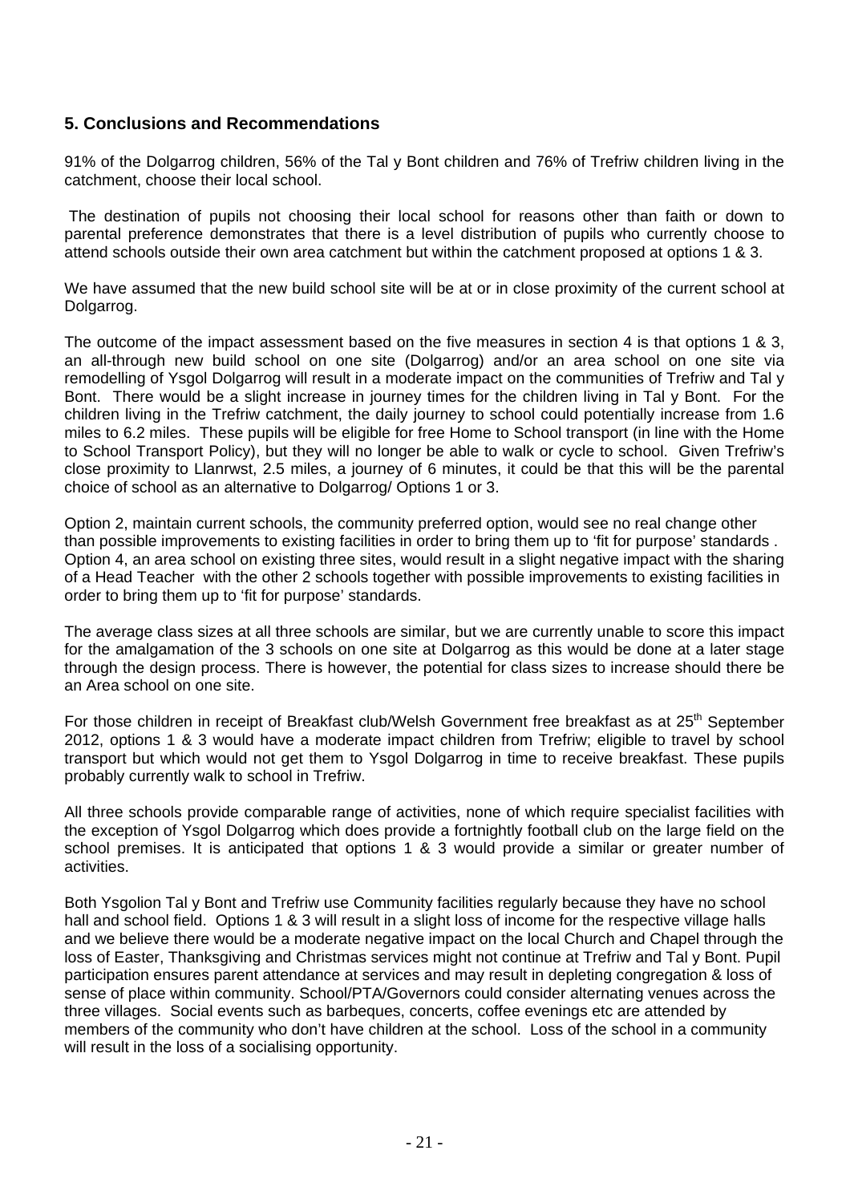## 5. Conclusions and Recommendations

91% of the Dolgarrog children, 56% of the Tal y Bont children and 76% of Trefriw children living in the catchment, choose their local school.

The destination of pupils not choosing their local school for reasons other than faith or down to parental preference demonstrates that there is a level distribution of pupils who currently choose to attend schools outside their own area catchment but within the catchment proposed at options 1 & 3.

We have assumed that the new build school site will be at or in close proximity of the current school at Dolgarrog.

The outcome of the impact assessment based on the five measures in section 4 is that options 1 & 3, an all-through new build school on one site (Dolgarrog) and/or an area school on one site via remodelling of Ysgol Dolgarrog will result in a moderate impact on the communities of Trefriw and Tal y Bont. There would be a slight increase in journey times for the children living in Tal y Bont. For the children living in the Trefriw catchment, the daily journey to school could potentially increase from 1.6 miles to 6.2 miles. These pupils will be eligible for free Home to School transport (in line with the Home to School Transport Policy), but they will no longer be able to walk or cycle to school. Given Trefriw's close proximity to Llanrwst, 2.5 miles, a journey of 6 minutes, it could be that this will be the parental choice of school as an alternative to Dolgarrog/ Options 1 or 3.

Option 2, maintain current schools, the community preferred option, would see no real change other than possible improvements to existing facilities in order to bring them up to 'fit for purpose' standards . Option 4, an area school on existing three sites, would result in a slight negative impact with the sharing of a Head Teacher with the other 2 schools together with possible improvements to existing facilities in order to bring them up to 'fit for purpose' standards.

The average class sizes at all three schools are similar, but we are currently unable to score this impact for the amalgamation of the 3 schools on one site at Dolgarrog as this would be done at a later stage through the design process. There is however, the potential for class sizes to increase should there be an Area school on one site.

For those children in receipt of Breakfast club/Welsh Government free breakfast as at 25th September 2012, options 1 & 3 would have a moderate impact children from Trefriw; eligible to travel by school transport but which would not get them to Ysgol Dolgarrog in time to receive breakfast. These pupils probably currently walk to school in Trefriw.

All three schools provide comparable range of activities, none of which require specialist facilities with the exception of Ysgol Dolgarrog which does provide a fortnightly football club on the large field on the school premises. It is anticipated that options 1 & 3 would provide a similar or greater number of activities.

Both Ysgolion Tal y Bont and Trefriw use Community facilities regularly because they have no school hall and school field. Options 1 & 3 will result in a slight loss of income for the respective village halls and we believe there would be a moderate negative impact on the local Church and Chapel through the loss of Easter, Thanksgiving and Christmas services might not continue at Trefriw and Tal y Bont. Pupil participation ensures parent attendance at services and may result in depleting congregation & loss of sense of place within community. School/PTA/Governors could consider alternating venues across the three villages. Social events such as barbeques, concerts, coffee evenings etc are attended by members of the community who don't have children at the school. Loss of the school in a community will result in the loss of a socialising opportunity.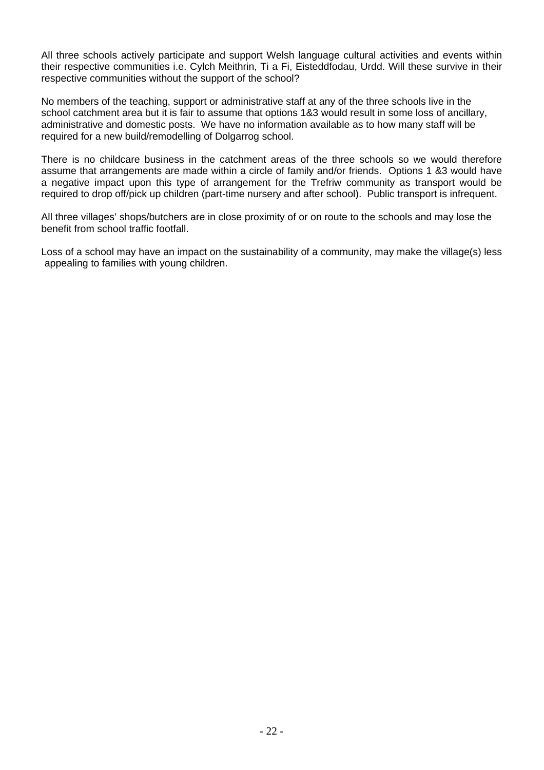All three schools actively participate and support Welsh language cultural activities and events within their respective communities i.e. Cylch Meithrin, Ti a Fi, Eisteddfodau, Urdd. Will these survive in their respective communities without the support of the school?

No members of the teaching, support or administrative staff at any of the three schools live in the school catchment area but it is fair to assume that options 1&3 would result in some loss of ancillary, administrative and domestic posts. We have no information available as to how many staff will be required for a new build/remodelling of Dolgarrog school.

There is no childcare business in the catchment areas of the three schools so we would therefore assume that arrangements are made within a circle of family and/or friends. Options 1 &3 would have a negative impact upon this type of arrangement for the Trefriw community as transport would be required to drop off/pick up children (part-time nursery and after school). Public transport is infrequent.

All three villages' shops/butchers are in close proximity of or on route to the schools and may lose the benefit from school traffic footfall.

Loss of a school may have an impact on the sustainability of a community, may make the village(s) less appealing to families with young children.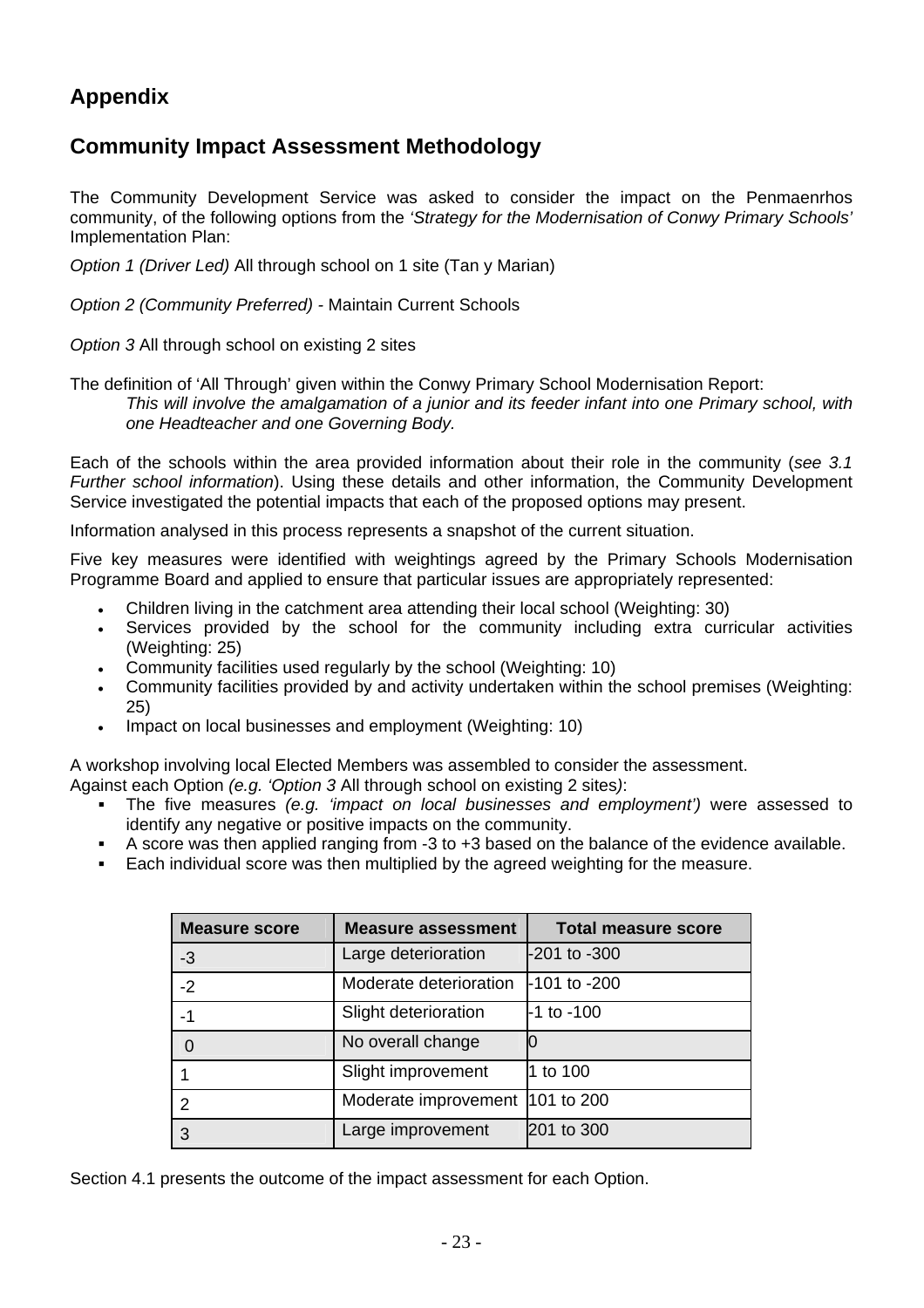# Appendix

## Community Impact Assessment Methodology

The Community Development Service was asked to consider the impact on the Penmaenrhos community, of the following options from the *'Strategy for the Modernisation of Conwy Primary Schools'* Implementation Plan:

*Option 1 (Driver Led)* All through school on 1 site (Tan y Marian)

*Option 2 (Community Preferred)* - Maintain Current Schools

*Option 3* All through school on existing 2 sites

The definition of 'All Through' given within the Conwy Primary School Modernisation Report:

> *This will involve the amalgamation of a junior and its feeder infant into one Primary school, with one Headteacher and one Governing Body.*

Each of the schools within the area provided information about their role in the community (*see 3.1 Further school information*). Using these details and other information, the Community Development Service investigated the potential impacts that each of the proposed options may present.

Information analysed in this process represents a snapshot of the current situation.

Five key measures were identified with weightings agreed by the Primary Schools Modernisation Programme Board and applied to ensure that particular issues are appropriately represented:

- Children living in the catchment area attending their local school (Weighting: 30)
- Services provided by the school for the community including extra curricular activities (Weighting: 25)
- Community facilities used regularly by the school (Weighting: 10)
- Community facilities provided by and activity undertaken within the school premises (Weighting: 25)
- Impact on local businesses and employment (Weighting: 10)

A workshop involving local Elected Members was assembled to consider the assessment.
Against each Option *(e.g. 'Option 3* All through school on existing 2 sites*)*:

- The five measures *(e.g. 'impact on local businesses and employment')* were assessed to identify any negative or positive impacts on the community.
- A score was then applied ranging from -3 to +3 based on the balance of the evidence available.
- Each individual score was then multiplied by the agreed weighting for the measure.

| Measure score | Measure assessment | Total measure score |
|---|---|---|
| -3 | Large deterioration | -201 to -300 |
| -2 | Moderate deterioration | -101 to -200 |
| -1 | Slight deterioration | -1 to -100 |
| 0 | No overall change | 0 |
| 1 | Slight improvement | 1 to 100 |
| 2 | Moderate improvement | 101 to 200 |
| 3 | Large improvement | 201 to 300 |

Section 4.1 presents the outcome of the impact assessment for each Option.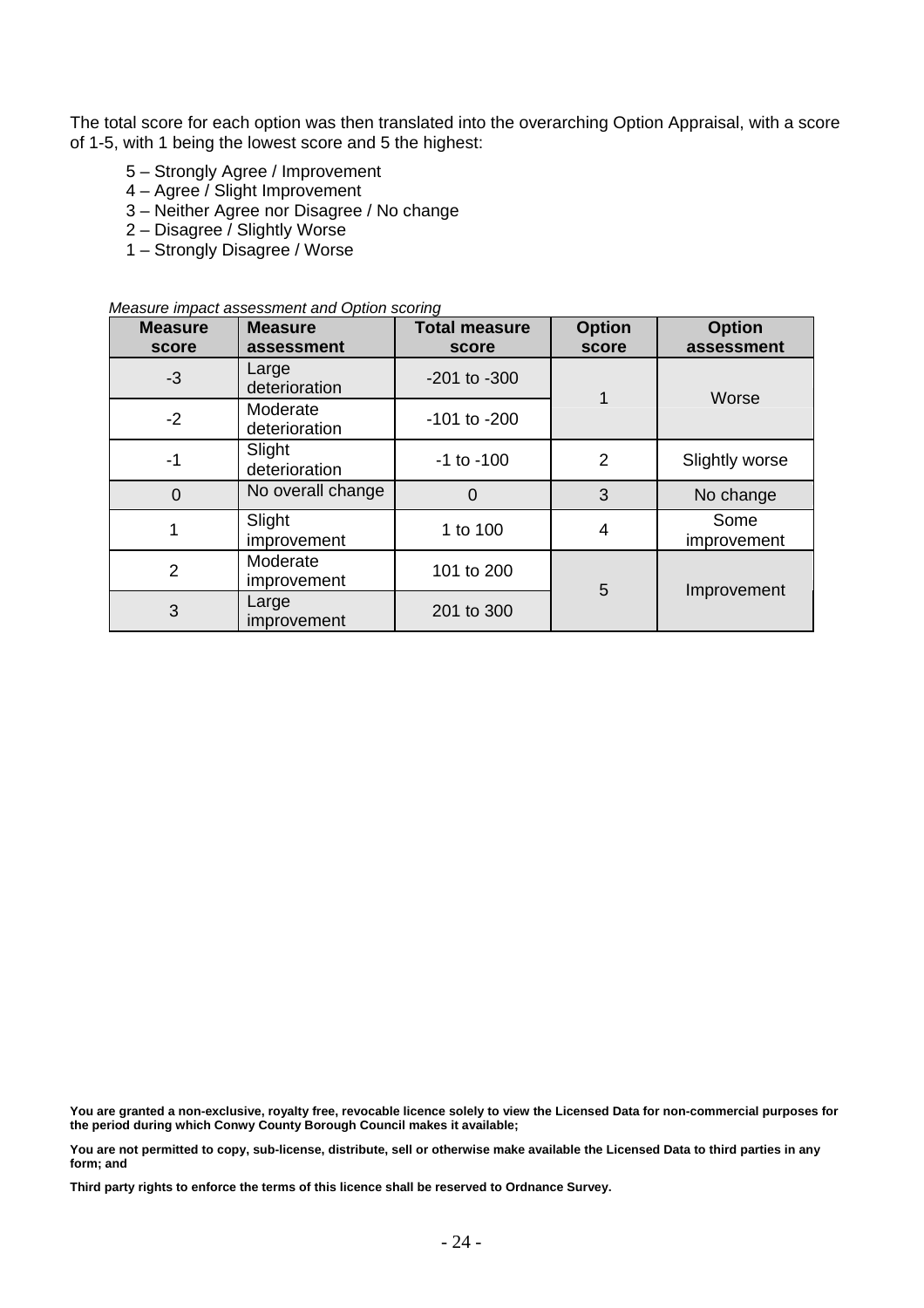The total score for each option was then translated into the overarching Option Appraisal, with a score of 1-5, with 1 being the lowest score and 5 the highest:

5 – Strongly Agree / Improvement
4 – Agree / Slight Improvement
3 – Neither Agree nor Disagree / No change
2 – Disagree / Slightly Worse
1 – Strongly Disagree / Worse

*Measure impact assessment and Option scoring*

| Measure score | Measure assessment | Total measure score | Option score | Option assessment |
|---|---|---|---|---|
| -3 | Large deterioration | -201 to -300 | 1 | Worse |
| -2 | Moderate deterioration | -101 to -200 | | |
| -1 | Slight deterioration | -1 to -100 | 2 | Slightly worse |
| 0 | No overall change | 0 | 3 | No change |
| 1 | Slight improvement | 1 to 100 | 4 | Some improvement |
| 2 | Moderate improvement | 101 to 200 | 5 | Improvement |
| 3 | Large improvement | 201 to 300 | | |

**You are granted a non-exclusive, royalty free, revocable licence solely to view the Licensed Data for non-commercial purposes for the period during which Conwy County Borough Council makes it available;**

**You are not permitted to copy, sub-license, distribute, sell or otherwise make available the Licensed Data to third parties in any form; and**

**Third party rights to enforce the terms of this licence shall be reserved to Ordnance Survey.**